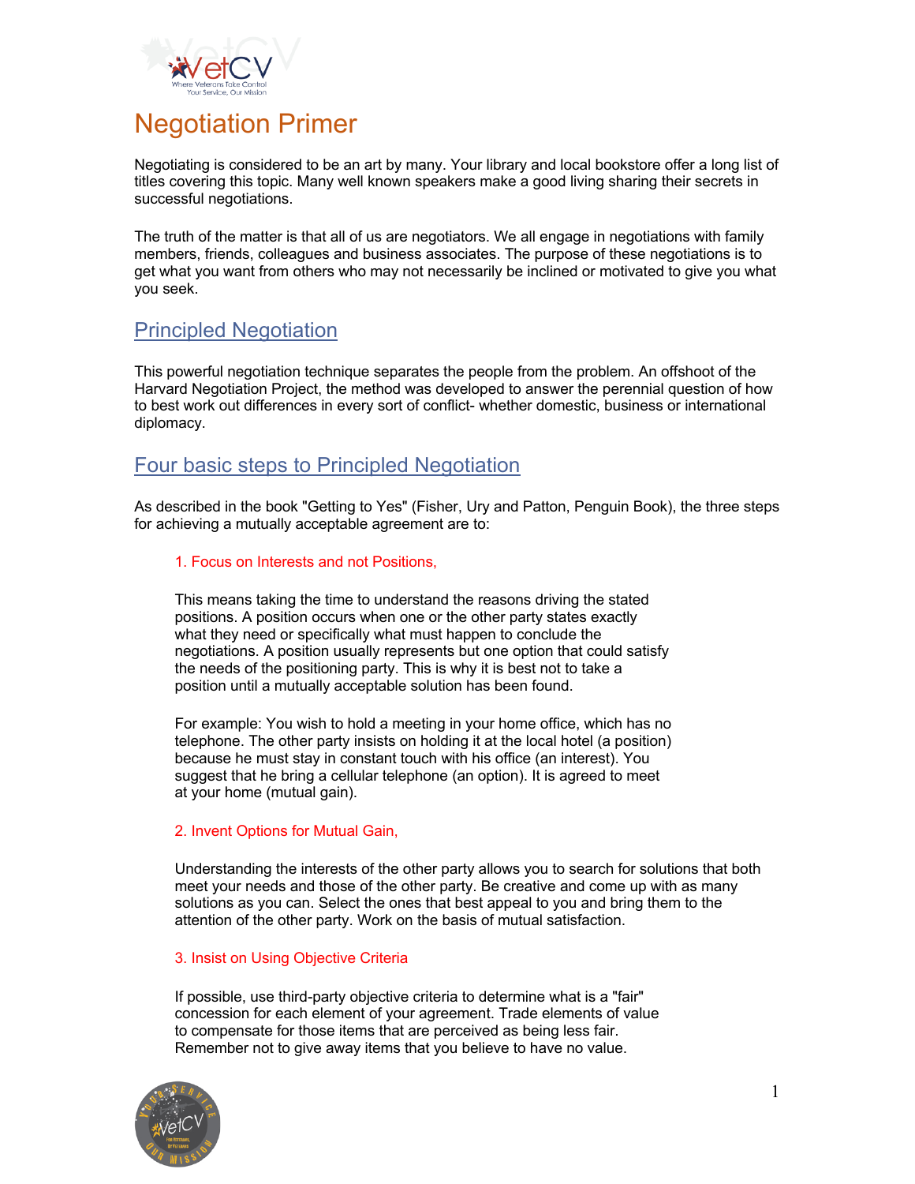# Negotiation Primer

Negotiating is considered to be an art by many. Your library and local bookstore offer a long list of titles covering this topic. Many well known speakers make a good living sharing their secrets in successful negotiations.

The truth of the matter is that all of us are negotiators. We all engage in negotiations with family members, friends, colleagues and business associates. The purpose of these negotiations is to get what you want from others who may not necessarily be inclined or motivated to give you what you seek.

## Principled Negotiation

This powerful negotiation technique separates the people from the problem. An offshoot of the Harvard Negotiation Project, the method was developed to answer the perennial question of how to best work out differences in every sort of conflict- whether domestic, business or international diplomacy.

## Four basic steps to Principled Negotiation

As described in the book "Getting to Yes" (Fisher, Ury and Patton, Penguin Book), the three steps for achieving a mutually acceptable agreement are to:

### 1. Focus on Interests and not Positions,

This means taking the time to understand the reasons driving the stated positions. A position occurs when one or the other party states exactly what they need or specifically what must happen to conclude the negotiations. A position usually represents but one option that could satisfy the needs of the positioning party. This is why it is best not to take a position until a mutually acceptable solution has been found.

For example: You wish to hold a meeting in your home office, which has no telephone. The other party insists on holding it at the local hotel (a position) because he must stay in constant touch with his office (an interest). You suggest that he bring a cellular telephone (an option). It is agreed to meet at your home (mutual gain).

### 2. Invent Options for Mutual Gain,

Understanding the interests of the other party allows you to search for solutions that both meet your needs and those of the other party. Be creative and come up with as many solutions as you can. Select the ones that best appeal to you and bring them to the attention of the other party. Work on the basis of mutual satisfaction.

### 3. Insist on Using Objective Criteria

If possible, use third-party objective criteria to determine what is a "fair" concession for each element of your agreement. Trade elements of value to compensate for those items that are perceived as being less fair. Remember not to give away items that you believe to have no value.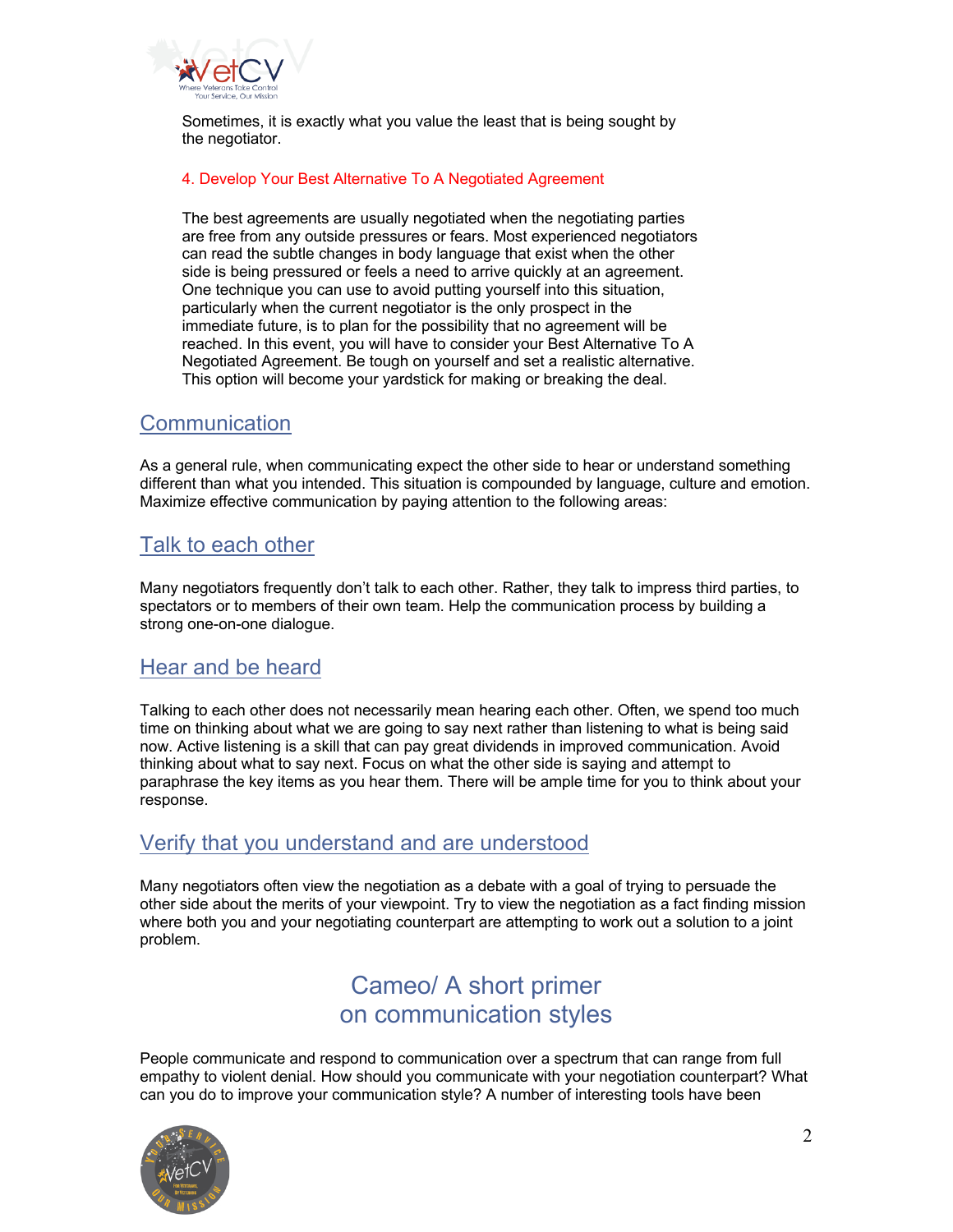Sometimes, it is exactly what you value the least that is being sought by the negotiator.

### 4. Develop Your Best Alternative To A Negotiated Agreement

The best agreements are usually negotiated when the negotiating parties are free from any outside pressures or fears. Most experienced negotiators can read the subtle changes in body language that exist when the other side is being pressured or feels a need to arrive quickly at an agreement. One technique you can use to avoid putting yourself into this situation, particularly when the current negotiator is the only prospect in the immediate future, is to plan for the possibility that no agreement will be reached. In this event, you will have to consider your Best Alternative To A Negotiated Agreement. Be tough on yourself and set a realistic alternative. This option will become your yardstick for making or breaking the deal.

## Communication

As a general rule, when communicating expect the other side to hear or understand something different than what you intended. This situation is compounded by language, culture and emotion. Maximize effective communication by paying attention to the following areas:

## Talk to each other

Many negotiators frequently don't talk to each other. Rather, they talk to impress third parties, to spectators or to members of their own team. Help the communication process by building a strong one-on-one dialogue.

## Hear and be heard

Talking to each other does not necessarily mean hearing each other. Often, we spend too much time on thinking about what we are going to say next rather than listening to what is being said now. Active listening is a skill that can pay great dividends in improved communication. Avoid thinking about what to say next. Focus on what the other side is saying and attempt to paraphrase the key items as you hear them. There will be ample time for you to think about your response.

## Verify that you understand and are understood

Many negotiators often view the negotiation as a debate with a goal of trying to persuade the other side about the merits of your viewpoint. Try to view the negotiation as a fact finding mission where both you and your negotiating counterpart are attempting to work out a solution to a joint problem.

## Cameo/ A short primer on communication styles

People communicate and respond to communication over a spectrum that can range from full empathy to violent denial. How should you communicate with your negotiation counterpart? What can you do to improve your communication style? A number of interesting tools have been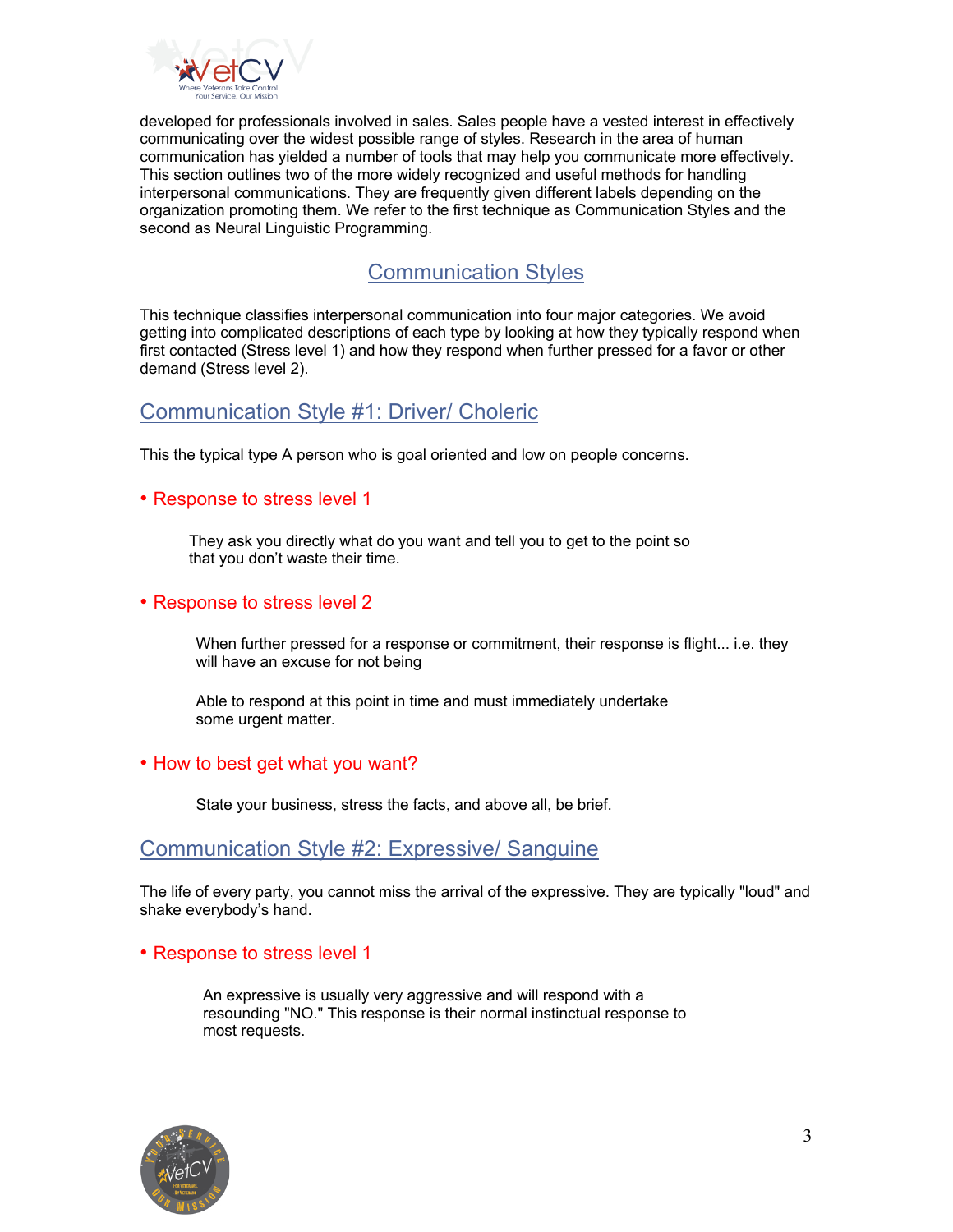developed for professionals involved in sales. Sales people have a vested interest in effectively communicating over the widest possible range of styles. Research in the area of human communication has yielded a number of tools that may help you communicate more effectively. This section outlines two of the more widely recognized and useful methods for handling interpersonal communications. They are frequently given different labels depending on the organization promoting them. We refer to the first technique as Communication Styles and the second as Neural Linguistic Programming.

## Communication Styles

This technique classifies interpersonal communication into four major categories. We avoid getting into complicated descriptions of each type by looking at how they typically respond when first contacted (Stress level 1) and how they respond when further pressed for a favor or other demand (Stress level 2).

### Communication Style #1: Driver/ Choleric

This the typical type A person who is goal oriented and low on people concerns.

- Response to stress level 1

  They ask you directly what do you want and tell you to get to the point so that you don't waste their time.

- Response to stress level 2

  When further pressed for a response or commitment, their response is flight... i.e. they will have an excuse for not being

  Able to respond at this point in time and must immediately undertake some urgent matter.

- How to best get what you want?

  State your business, stress the facts, and above all, be brief.

### Communication Style #2: Expressive/ Sanguine

The life of every party, you cannot miss the arrival of the expressive. They are typically "loud" and shake everybody's hand.

- Response to stress level 1

  An expressive is usually very aggressive and will respond with a resounding "NO." This response is their normal instinctual response to most requests.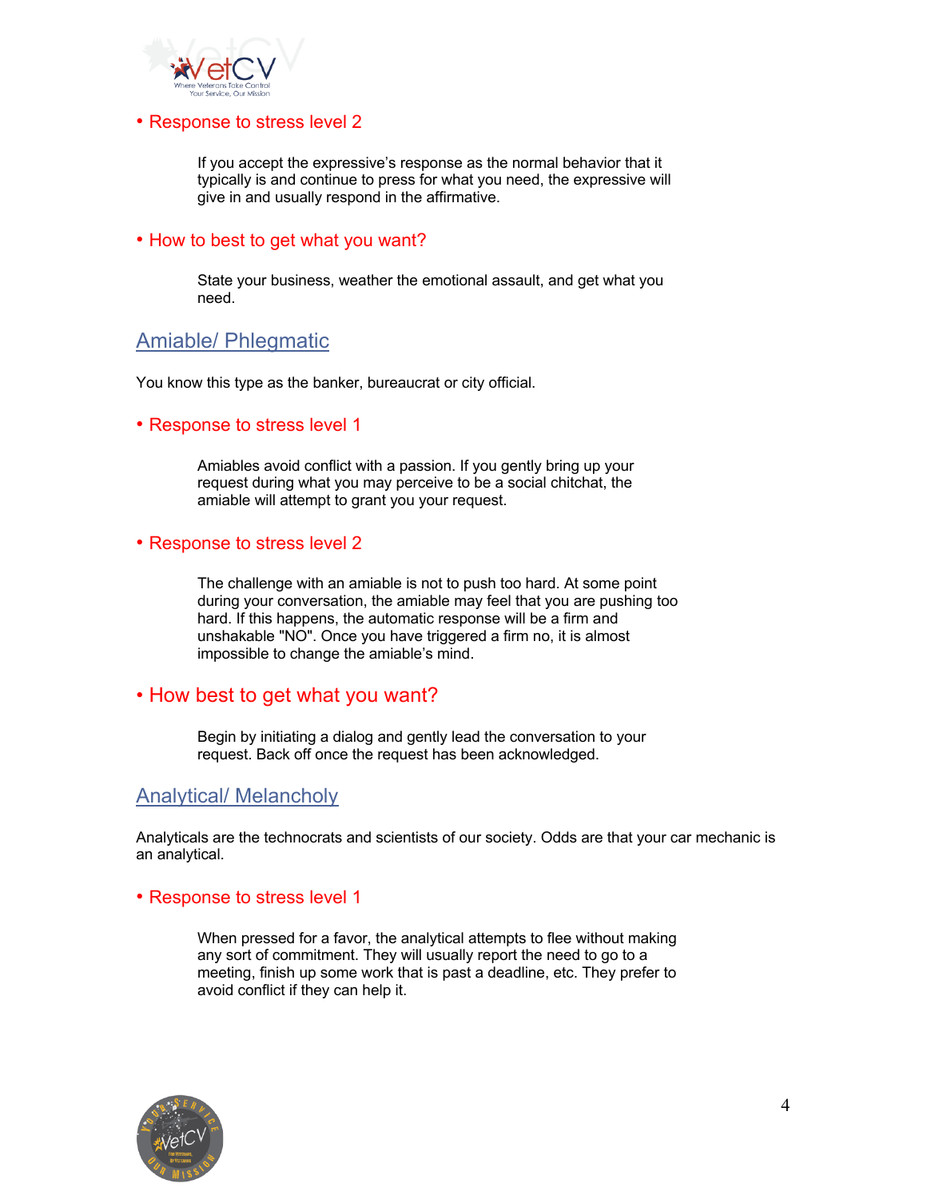- Response to stress level 2

  If you accept the expressive's response as the normal behavior that it typically is and continue to press for what you need, the expressive will give in and usually respond in the affirmative.

- How to best to get what you want?

  State your business, weather the emotional assault, and get what you need.

## Amiable/ Phlegmatic

You know this type as the banker, bureaucrat or city official.

- Response to stress level 1

  Amiables avoid conflict with a passion. If you gently bring up your request during what you may perceive to be a social chitchat, the amiable will attempt to grant you your request.

- Response to stress level 2

  The challenge with an amiable is not to push too hard. At some point during your conversation, the amiable may feel that you are pushing too hard. If this happens, the automatic response will be a firm and unshakable "NO". Once you have triggered a firm no, it is almost impossible to change the amiable's mind.

- How best to get what you want?

  Begin by initiating a dialog and gently lead the conversation to your request. Back off once the request has been acknowledged.

## Analytical/ Melancholy

Analyticals are the technocrats and scientists of our society. Odds are that your car mechanic is an analytical.

- Response to stress level 1

  When pressed for a favor, the analytical attempts to flee without making any sort of commitment. They will usually report the need to go to a meeting, finish up some work that is past a deadline, etc. They prefer to avoid conflict if they can help it.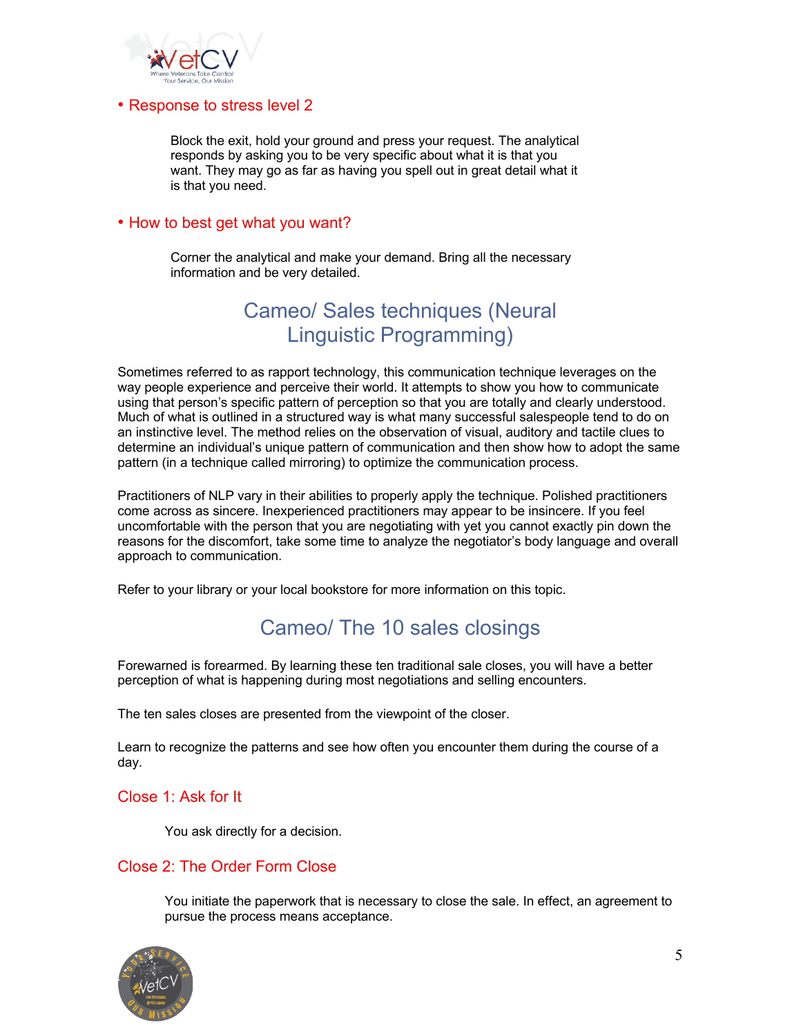• Response to stress level 2

Block the exit, hold your ground and press your request. The analytical responds by asking you to be very specific about what it is that you want. They may go as far as having you spell out in great detail what it is that you need.

• How to best get what you want?

Corner the analytical and make your demand. Bring all the necessary information and be very detailed.

## Cameo/ Sales techniques (Neural Linguistic Programming)

Sometimes referred to as rapport technology, this communication technique leverages on the way people experience and perceive their world. It attempts to show you how to communicate using that person's specific pattern of perception so that you are totally and clearly understood. Much of what is outlined in a structured way is what many successful salespeople tend to do on an instinctive level. The method relies on the observation of visual, auditory and tactile clues to determine an individual's unique pattern of communication and then show how to adopt the same pattern (in a technique called mirroring) to optimize the communication process.

Practitioners of NLP vary in their abilities to properly apply the technique. Polished practitioners come across as sincere. Inexperienced practitioners may appear to be insincere. If you feel uncomfortable with the person that you are negotiating with yet you cannot exactly pin down the reasons for the discomfort, take some time to analyze the negotiator's body language and overall approach to communication.

Refer to your library or your local bookstore for more information on this topic.

## Cameo/ The 10 sales closings

Forewarned is forearmed. By learning these ten traditional sale closes, you will have a better perception of what is happening during most negotiations and selling encounters.

The ten sales closes are presented from the viewpoint of the closer.

Learn to recognize the patterns and see how often you encounter them during the course of a day.

### Close 1: Ask for It

You ask directly for a decision.

### Close 2: The Order Form Close

You initiate the paperwork that is necessary to close the sale. In effect, an agreement to pursue the process means acceptance.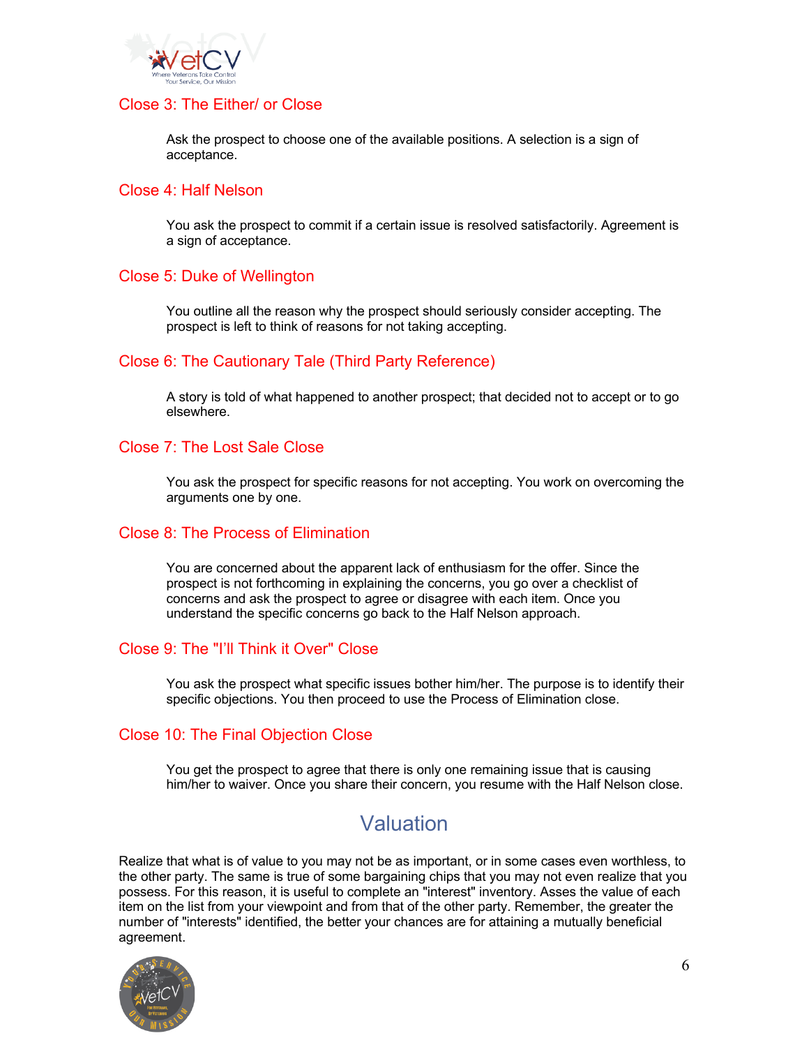### Close 3: The Either/ or Close

Ask the prospect to choose one of the available positions. A selection is a sign of acceptance.

### Close 4: Half Nelson

You ask the prospect to commit if a certain issue is resolved satisfactorily. Agreement is a sign of acceptance.

### Close 5: Duke of Wellington

You outline all the reason why the prospect should seriously consider accepting. The prospect is left to think of reasons for not taking accepting.

### Close 6: The Cautionary Tale (Third Party Reference)

A story is told of what happened to another prospect; that decided not to accept or to go elsewhere.

### Close 7: The Lost Sale Close

You ask the prospect for specific reasons for not accepting. You work on overcoming the arguments one by one.

### Close 8: The Process of Elimination

You are concerned about the apparent lack of enthusiasm for the offer. Since the prospect is not forthcoming in explaining the concerns, you go over a checklist of concerns and ask the prospect to agree or disagree with each item. Once you understand the specific concerns go back to the Half Nelson approach.

### Close 9: The "I'll Think it Over" Close

You ask the prospect what specific issues bother him/her. The purpose is to identify their specific objections. You then proceed to use the Process of Elimination close.

### Close 10: The Final Objection Close

You get the prospect to agree that there is only one remaining issue that is causing him/her to waiver. Once you share their concern, you resume with the Half Nelson close.

## Valuation

Realize that what is of value to you may not be as important, or in some cases even worthless, to the other party. The same is true of some bargaining chips that you may not even realize that you possess. For this reason, it is useful to complete an "interest" inventory. Asses the value of each item on the list from your viewpoint and from that of the other party. Remember, the greater the number of "interests" identified, the better your chances are for attaining a mutually beneficial agreement.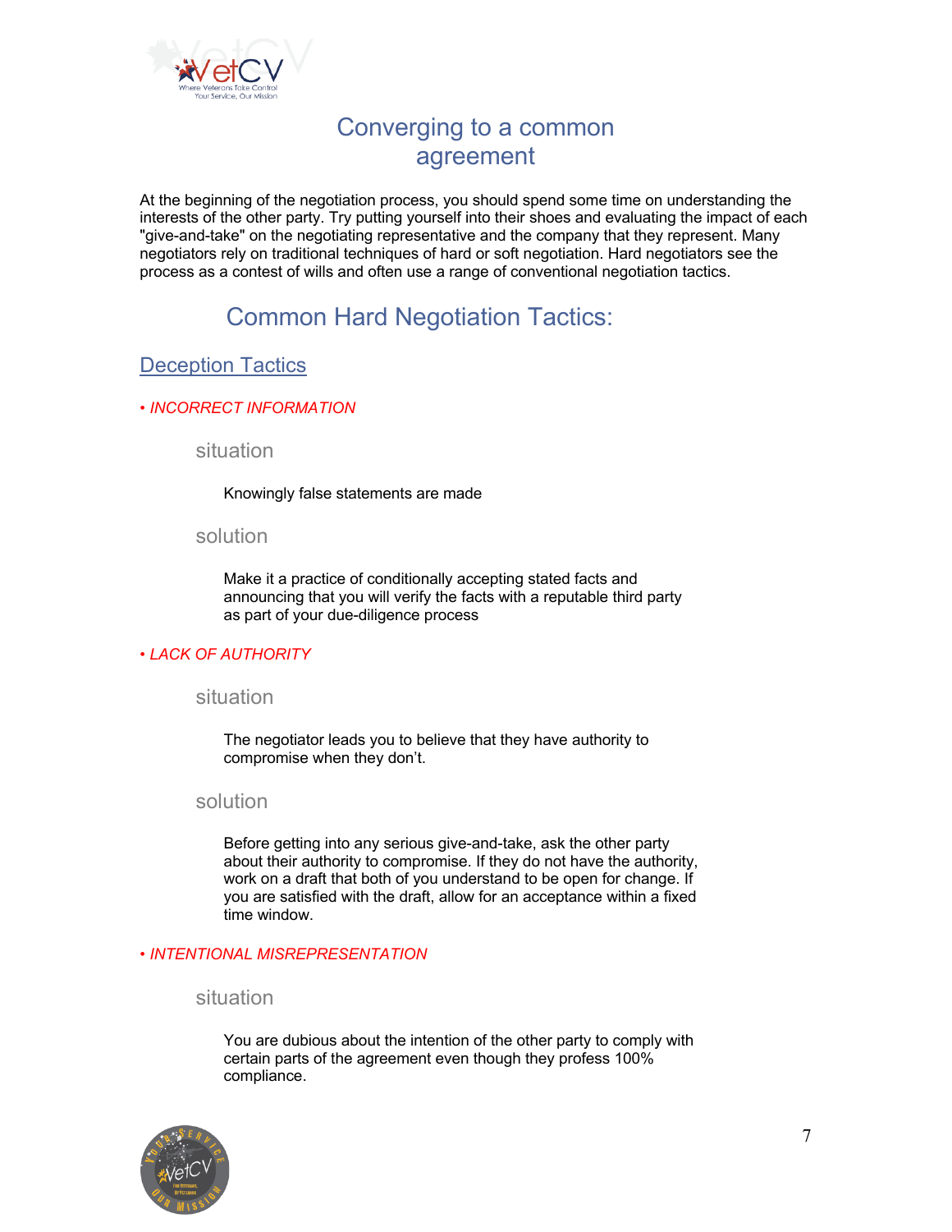# Converging to a common agreement

At the beginning of the negotiation process, you should spend some time on understanding the interests of the other party. Try putting yourself into their shoes and evaluating the impact of each "give-and-take" on the negotiating representative and the company that they represent. Many negotiators rely on traditional techniques of hard or soft negotiation. Hard negotiators see the process as a contest of wills and often use a range of conventional negotiation tactics.

## Common Hard Negotiation Tactics:

### Deception Tactics

• *INCORRECT INFORMATION*

situation

Knowingly false statements are made

solution

Make it a practice of conditionally accepting stated facts and announcing that you will verify the facts with a reputable third party as part of your due-diligence process

• *LACK OF AUTHORITY*

situation

The negotiator leads you to believe that they have authority to compromise when they don't.

solution

Before getting into any serious give-and-take, ask the other party about their authority to compromise. If they do not have the authority, work on a draft that both of you understand to be open for change. If you are satisfied with the draft, allow for an acceptance within a fixed time window.

• *INTENTIONAL MISREPRESENTATION*

situation

You are dubious about the intention of the other party to comply with certain parts of the agreement even though they profess 100% compliance.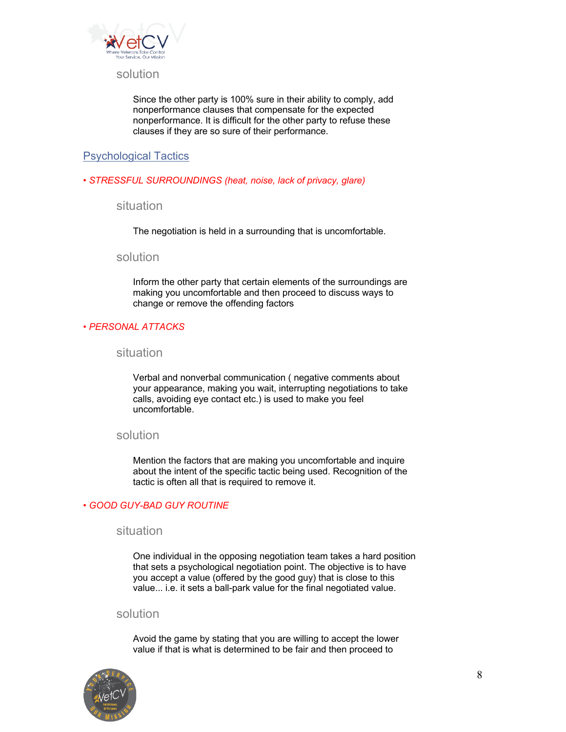solution

Since the other party is 100% sure in their ability to comply, add nonperformance clauses that compensate for the expected nonperformance. It is difficult for the other party to refuse these clauses if they are so sure of their performance.

## Psychological Tactics

*• STRESSFUL SURROUNDINGS (heat, noise, lack of privacy, glare)*

situation

The negotiation is held in a surrounding that is uncomfortable.

solution

Inform the other party that certain elements of the surroundings are making you uncomfortable and then proceed to discuss ways to change or remove the offending factors

*• PERSONAL ATTACKS*

situation

Verbal and nonverbal communication ( negative comments about your appearance, making you wait, interrupting negotiations to take calls, avoiding eye contact etc.) is used to make you feel uncomfortable.

solution

Mention the factors that are making you uncomfortable and inquire about the intent of the specific tactic being used. Recognition of the tactic is often all that is required to remove it.

*• GOOD GUY-BAD GUY ROUTINE*

situation

One individual in the opposing negotiation team takes a hard position that sets a psychological negotiation point. The objective is to have you accept a value (offered by the good guy) that is close to this value... i.e. it sets a ball-park value for the final negotiated value.

solution

Avoid the game by stating that you are willing to accept the lower value if that is what is determined to be fair and then proceed to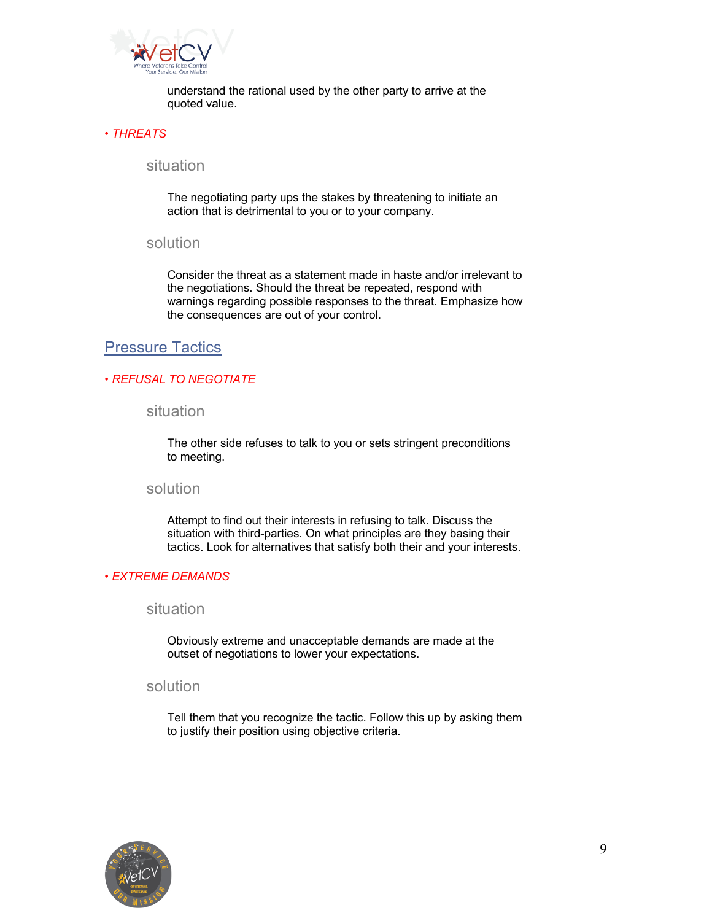understand the rational used by the other party to arrive at the quoted value.

*• THREATS*

situation

The negotiating party ups the stakes by threatening to initiate an action that is detrimental to you or to your company.

solution

Consider the threat as a statement made in haste and/or irrelevant to the negotiations. Should the threat be repeated, respond with warnings regarding possible responses to the threat. Emphasize how the consequences are out of your control.

## Pressure Tactics

*• REFUSAL TO NEGOTIATE*

situation

The other side refuses to talk to you or sets stringent preconditions to meeting.

solution

Attempt to find out their interests in refusing to talk. Discuss the situation with third-parties. On what principles are they basing their tactics. Look for alternatives that satisfy both their and your interests.

*• EXTREME DEMANDS*

situation

Obviously extreme and unacceptable demands are made at the outset of negotiations to lower your expectations.

solution

Tell them that you recognize the tactic. Follow this up by asking them to justify their position using objective criteria.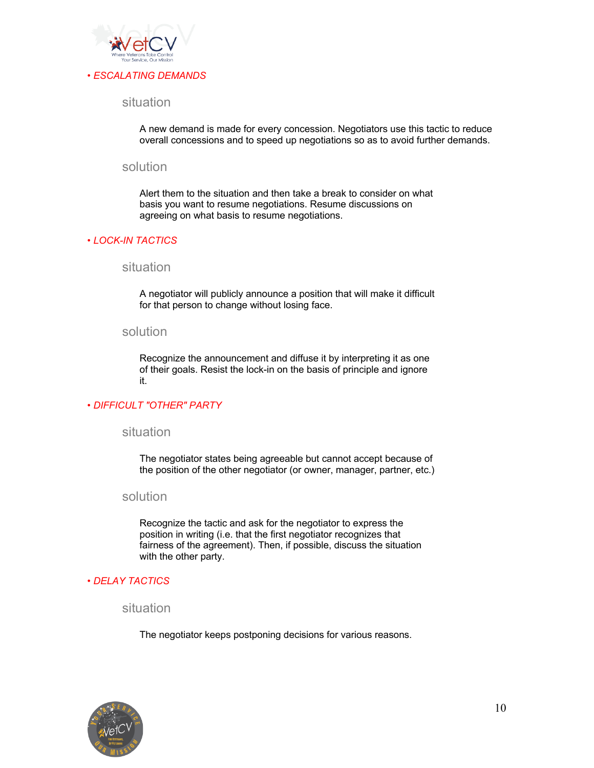- *ESCALATING DEMANDS*

  situation

  A new demand is made for every concession. Negotiators use this tactic to reduce overall concessions and to speed up negotiations so as to avoid further demands.

  solution

  Alert them to the situation and then take a break to consider on what basis you want to resume negotiations. Resume discussions on agreeing on what basis to resume negotiations.

- *LOCK-IN TACTICS*

  situation

  A negotiator will publicly announce a position that will make it difficult for that person to change without losing face.

  solution

  Recognize the announcement and diffuse it by interpreting it as one of their goals. Resist the lock-in on the basis of principle and ignore it.

- *DIFFICULT "OTHER" PARTY*

  situation

  The negotiator states being agreeable but cannot accept because of the position of the other negotiator (or owner, manager, partner, etc.)

  solution

  Recognize the tactic and ask for the negotiator to express the position in writing (i.e. that the first negotiator recognizes that fairness of the agreement). Then, if possible, discuss the situation with the other party.

- *DELAY TACTICS*

  situation

  The negotiator keeps postponing decisions for various reasons.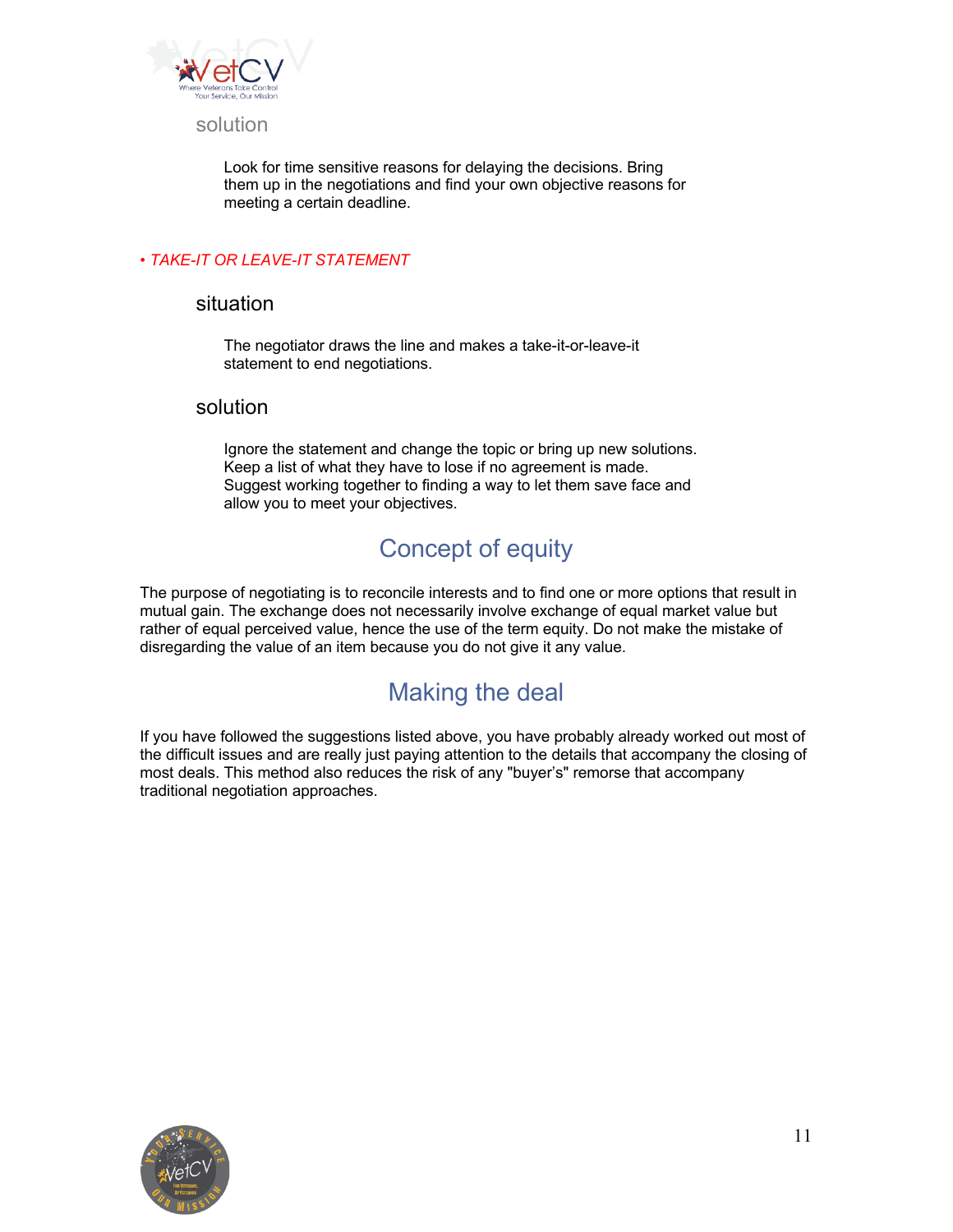solution

Look for time sensitive reasons for delaying the decisions. Bring them up in the negotiations and find your own objective reasons for meeting a certain deadline.

• *TAKE-IT OR LEAVE-IT STATEMENT*

situation

The negotiator draws the line and makes a take-it-or-leave-it statement to end negotiations.

solution

Ignore the statement and change the topic or bring up new solutions. Keep a list of what they have to lose if no agreement is made. Suggest working together to finding a way to let them save face and allow you to meet your objectives.

## Concept of equity

The purpose of negotiating is to reconcile interests and to find one or more options that result in mutual gain. The exchange does not necessarily involve exchange of equal market value but rather of equal perceived value, hence the use of the term equity. Do not make the mistake of disregarding the value of an item because you do not give it any value.

## Making the deal

If you have followed the suggestions listed above, you have probably already worked out most of the difficult issues and are really just paying attention to the details that accompany the closing of most deals. This method also reduces the risk of any "buyer's" remorse that accompany traditional negotiation approaches.